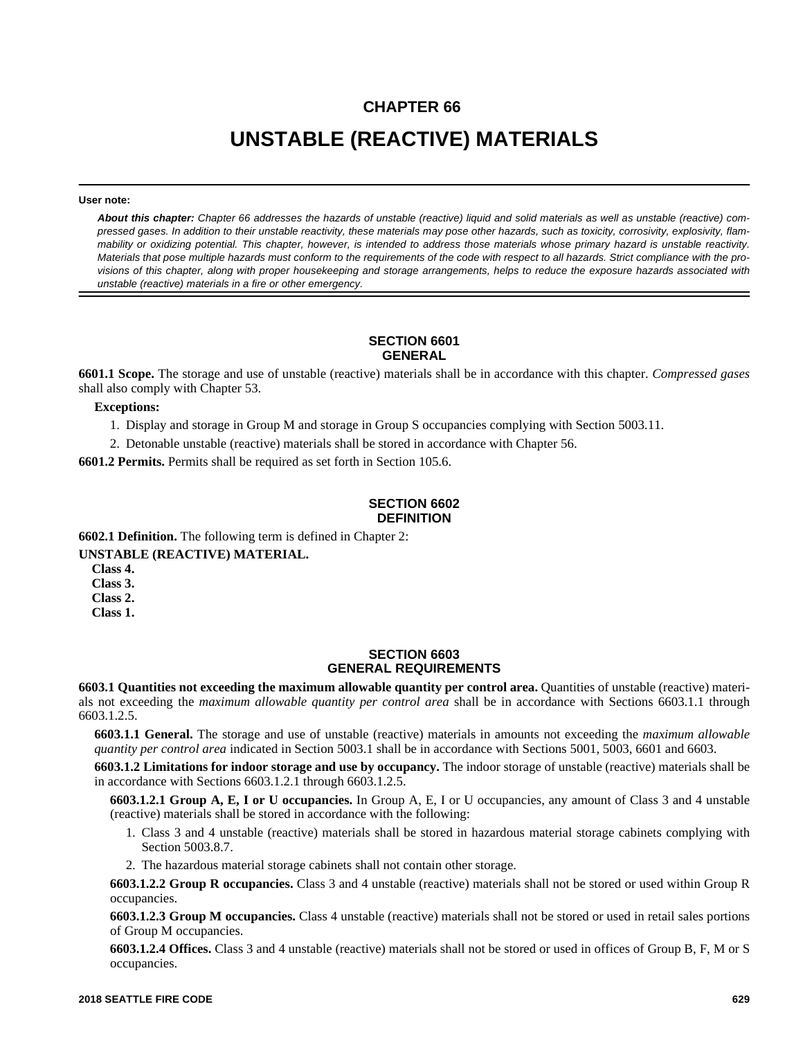# CHAPTER 66

# UNSTABLE (REACTIVE) MATERIALS

**User note:**

***About this chapter:*** *Chapter 66 addresses the hazards of unstable (reactive) liquid and solid materials as well as unstable (reactive) compressed gases. In addition to their unstable reactivity, these materials may pose other hazards, such as toxicity, corrosivity, explosivity, flammability or oxidizing potential. This chapter, however, is intended to address those materials whose primary hazard is unstable reactivity. Materials that pose multiple hazards must conform to the requirements of the code with respect to all hazards. Strict compliance with the provisions of this chapter, along with proper housekeeping and storage arrangements, helps to reduce the exposure hazards associated with unstable (reactive) materials in a fire or other emergency.*

## SECTION 6601 GENERAL

**6601.1 Scope.** The storage and use of unstable (reactive) materials shall be in accordance with this chapter. *Compressed gases* shall also comply with Chapter 53.

**Exceptions:**

1. Display and storage in Group M and storage in Group S occupancies complying with Section 5003.11.
2. Detonable unstable (reactive) materials shall be stored in accordance with Chapter 56.

**6601.2 Permits.** Permits shall be required as set forth in Section 105.6.

## SECTION 6602 DEFINITION

**6602.1 Definition.** The following term is defined in Chapter 2:

**UNSTABLE (REACTIVE) MATERIAL.**

**Class 4.**

**Class 3.**

**Class 2.**

**Class 1.**

## SECTION 6603 GENERAL REQUIREMENTS

**6603.1 Quantities not exceeding the maximum allowable quantity per control area.** Quantities of unstable (reactive) materials not exceeding the *maximum allowable quantity per control area* shall be in accordance with Sections 6603.1.1 through 6603.1.2.5.

**6603.1.1 General.** The storage and use of unstable (reactive) materials in amounts not exceeding the *maximum allowable quantity per control area* indicated in Section 5003.1 shall be in accordance with Sections 5001, 5003, 6601 and 6603.

**6603.1.2 Limitations for indoor storage and use by occupancy.** The indoor storage of unstable (reactive) materials shall be in accordance with Sections 6603.1.2.1 through 6603.1.2.5.

**6603.1.2.1 Group A, E, I or U occupancies.** In Group A, E, I or U occupancies, any amount of Class 3 and 4 unstable (reactive) materials shall be stored in accordance with the following:

1. Class 3 and 4 unstable (reactive) materials shall be stored in hazardous material storage cabinets complying with Section 5003.8.7.
2. The hazardous material storage cabinets shall not contain other storage.

**6603.1.2.2 Group R occupancies.** Class 3 and 4 unstable (reactive) materials shall not be stored or used within Group R occupancies.

**6603.1.2.3 Group M occupancies.** Class 4 unstable (reactive) materials shall not be stored or used in retail sales portions of Group M occupancies.

**6603.1.2.4 Offices.** Class 3 and 4 unstable (reactive) materials shall not be stored or used in offices of Group B, F, M or S occupancies.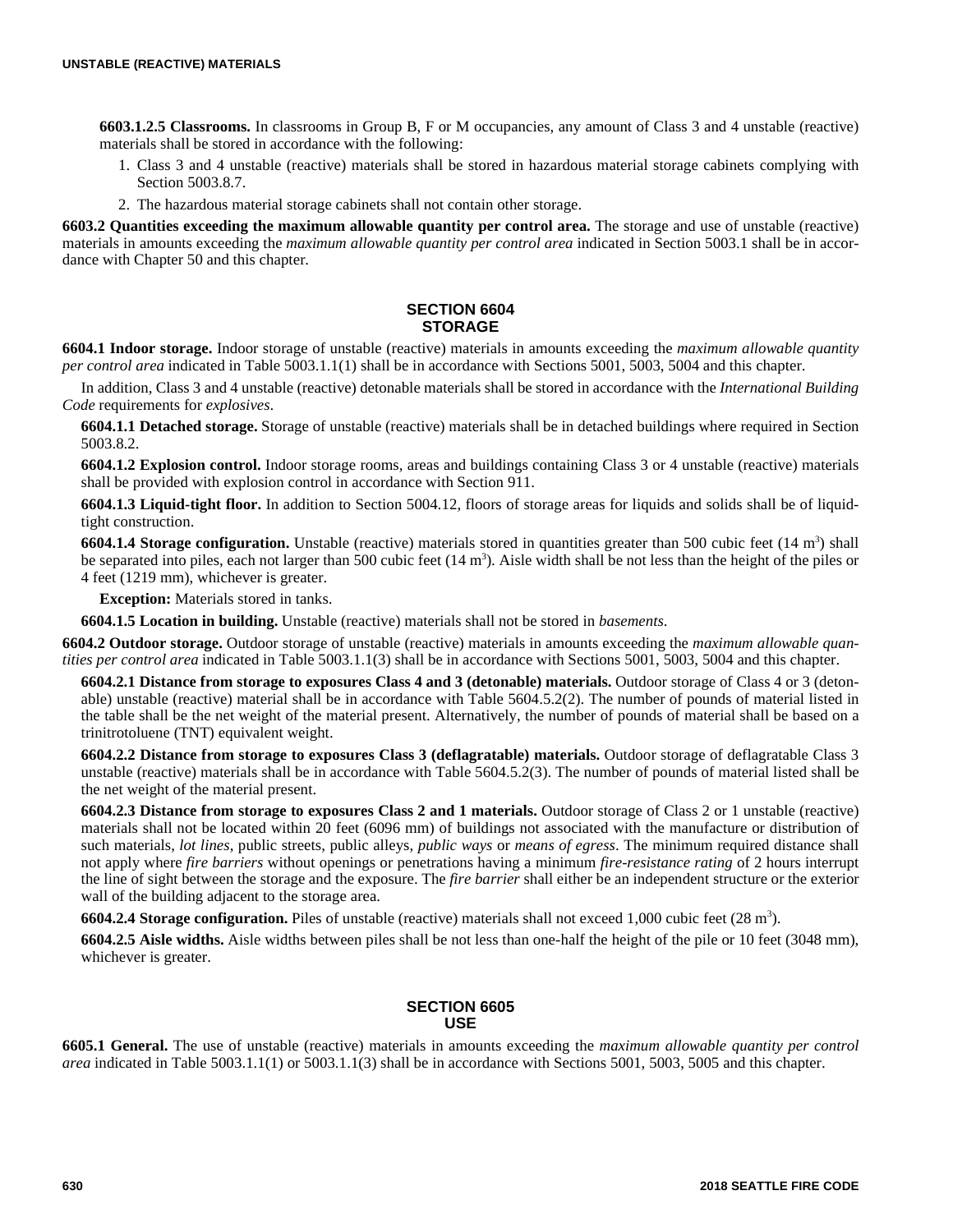**6603.1.2.5 Classrooms.** In classrooms in Group B, F or M occupancies, any amount of Class 3 and 4 unstable (reactive) materials shall be stored in accordance with the following:

1. Class 3 and 4 unstable (reactive) materials shall be stored in hazardous material storage cabinets complying with Section 5003.8.7.
2. The hazardous material storage cabinets shall not contain other storage.

**6603.2 Quantities exceeding the maximum allowable quantity per control area.** The storage and use of unstable (reactive) materials in amounts exceeding the *maximum allowable quantity per control area* indicated in Section 5003.1 shall be in accordance with Chapter 50 and this chapter.

## SECTION 6604 STORAGE

**6604.1 Indoor storage.** Indoor storage of unstable (reactive) materials in amounts exceeding the *maximum allowable quantity per control area* indicated in Table 5003.1.1(1) shall be in accordance with Sections 5001, 5003, 5004 and this chapter.

In addition, Class 3 and 4 unstable (reactive) detonable materials shall be stored in accordance with the *International Building Code* requirements for *explosives*.

**6604.1.1 Detached storage.** Storage of unstable (reactive) materials shall be in detached buildings where required in Section 5003.8.2.

**6604.1.2 Explosion control.** Indoor storage rooms, areas and buildings containing Class 3 or 4 unstable (reactive) materials shall be provided with explosion control in accordance with Section 911.

**6604.1.3 Liquid-tight floor.** In addition to Section 5004.12, floors of storage areas for liquids and solids shall be of liquid-tight construction.

**6604.1.4 Storage configuration.** Unstable (reactive) materials stored in quantities greater than 500 cubic feet (14 $m^3$) shall be separated into piles, each not larger than 500 cubic feet (14 $m^3$). Aisle width shall be not less than the height of the piles or 4 feet (1219 mm), whichever is greater.

**Exception:** Materials stored in tanks.

**6604.1.5 Location in building.** Unstable (reactive) materials shall not be stored in *basements*.

**6604.2 Outdoor storage.** Outdoor storage of unstable (reactive) materials in amounts exceeding the *maximum allowable quantities per control area* indicated in Table 5003.1.1(3) shall be in accordance with Sections 5001, 5003, 5004 and this chapter.

**6604.2.1 Distance from storage to exposures Class 4 and 3 (detonable) materials.** Outdoor storage of Class 4 or 3 (detonable) unstable (reactive) material shall be in accordance with Table 5604.5.2(2). The number of pounds of material listed in the table shall be the net weight of the material present. Alternatively, the number of pounds of material shall be based on a trinitrotoluene (TNT) equivalent weight.

**6604.2.2 Distance from storage to exposures Class 3 (deflagratable) materials.** Outdoor storage of deflagratable Class 3 unstable (reactive) materials shall be in accordance with Table 5604.5.2(3). The number of pounds of material listed shall be the net weight of the material present.

**6604.2.3 Distance from storage to exposures Class 2 and 1 materials.** Outdoor storage of Class 2 or 1 unstable (reactive) materials shall not be located within 20 feet (6096 mm) of buildings not associated with the manufacture or distribution of such materials, *lot lines*, public streets, public alleys, *public ways* or *means of egress*. The minimum required distance shall not apply where *fire barriers* without openings or penetrations having a minimum *fire-resistance rating* of 2 hours interrupt the line of sight between the storage and the exposure. The *fire barrier* shall either be an independent structure or the exterior wall of the building adjacent to the storage area.

**6604.2.4 Storage configuration.** Piles of unstable (reactive) materials shall not exceed 1,000 cubic feet (28 $m^3$).

**6604.2.5 Aisle widths.** Aisle widths between piles shall be not less than one-half the height of the pile or 10 feet (3048 mm), whichever is greater.

## SECTION 6605 USE

**6605.1 General.** The use of unstable (reactive) materials in amounts exceeding the *maximum allowable quantity per control area* indicated in Table 5003.1.1(1) or 5003.1.1(3) shall be in accordance with Sections 5001, 5003, 5005 and this chapter.